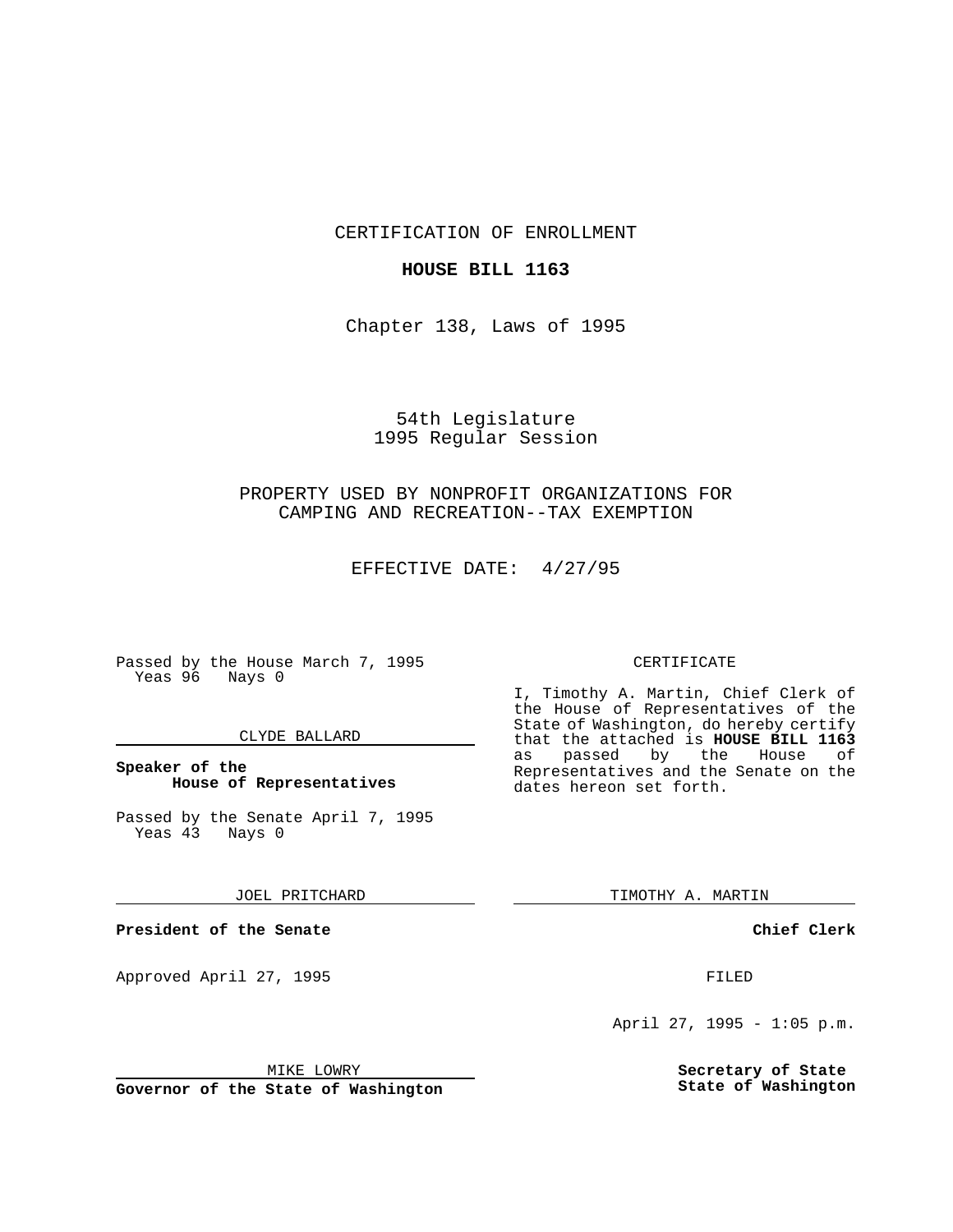CERTIFICATION OF ENROLLMENT

**HOUSE BILL 1163**

Chapter 138, Laws of 1995

54th Legislature
1995 Regular Session

PROPERTY USED BY NONPROFIT ORGANIZATIONS FOR CAMPING AND RECREATION--TAX EXEMPTION

EFFECTIVE DATE: 4/27/95

Passed by the House March 7, 1995
Yeas 96 Nays 0

CLYDE BALLARD

**Speaker of the House of Representatives**

Passed by the Senate April 7, 1995
Yeas 43 Nays 0

JOEL PRITCHARD

**President of the Senate**

Approved April 27, 1995

MIKE LOWRY

**Governor of the State of Washington**

CERTIFICATE

I, Timothy A. Martin, Chief Clerk of the House of Representatives of the State of Washington, do hereby certify that the attached is **HOUSE BILL 1163** as passed by the House of Representatives and the Senate on the dates hereon set forth.

TIMOTHY A. MARTIN

**Chief Clerk**

FILED

April 27, 1995 - 1:05 p.m.

**Secretary of State**
**State of Washington**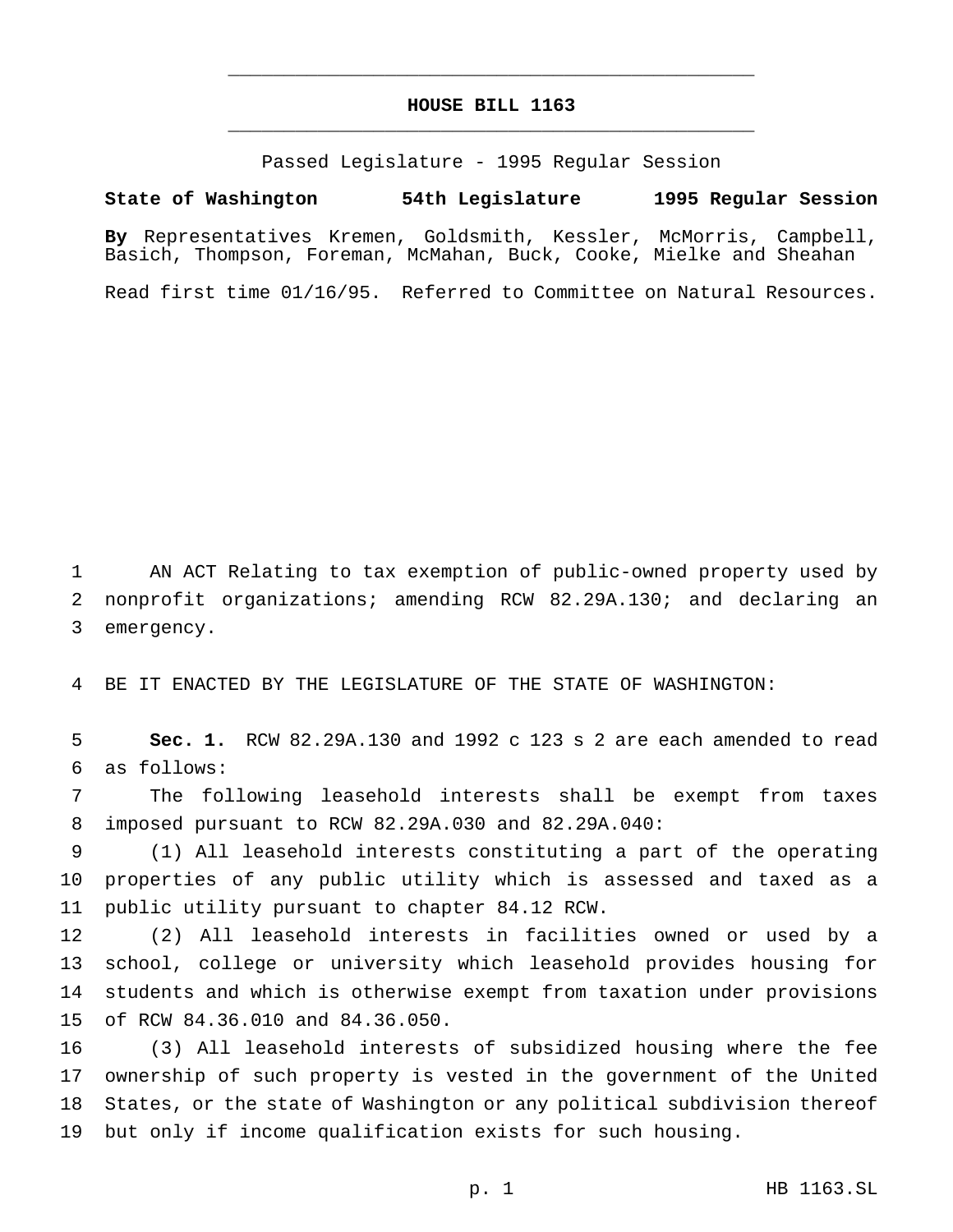# HOUSE BILL 1163

Passed Legislature - 1995 Regular Session

**State of Washington 54th Legislature 1995 Regular Session**

**By** Representatives Kremen, Goldsmith, Kessler, McMorris, Campbell, Basich, Thompson, Foreman, McMahan, Buck, Cooke, Mielke and Sheahan

Read first time 01/16/95. Referred to Committee on Natural Resources.

AN ACT Relating to tax exemption of public-owned property used by nonprofit organizations; amending RCW 82.29A.130; and declaring an emergency.

BE IT ENACTED BY THE LEGISLATURE OF THE STATE OF WASHINGTON:

**Sec. 1.** RCW 82.29A.130 and 1992 c 123 s 2 are each amended to read as follows:

The following leasehold interests shall be exempt from taxes imposed pursuant to RCW 82.29A.030 and 82.29A.040:

(1) All leasehold interests constituting a part of the operating properties of any public utility which is assessed and taxed as a public utility pursuant to chapter 84.12 RCW.

(2) All leasehold interests in facilities owned or used by a school, college or university which leasehold provides housing for students and which is otherwise exempt from taxation under provisions of RCW 84.36.010 and 84.36.050.

(3) All leasehold interests of subsidized housing where the fee ownership of such property is vested in the government of the United States, or the state of Washington or any political subdivision thereof but only if income qualification exists for such housing.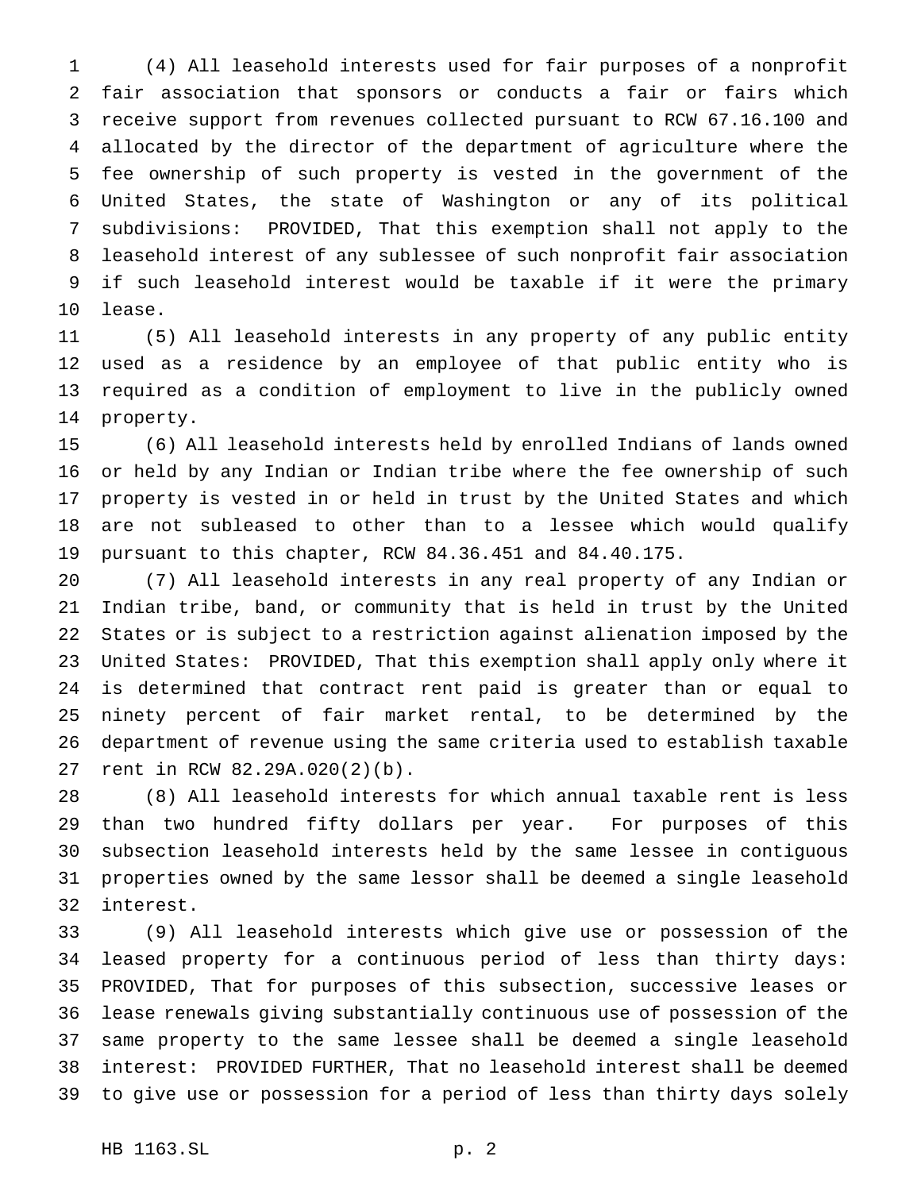(4) All leasehold interests used for fair purposes of a nonprofit fair association that sponsors or conducts a fair or fairs which receive support from revenues collected pursuant to RCW 67.16.100 and allocated by the director of the department of agriculture where the fee ownership of such property is vested in the government of the United States, the state of Washington or any of its political subdivisions: PROVIDED, That this exemption shall not apply to the leasehold interest of any sublessee of such nonprofit fair association if such leasehold interest would be taxable if it were the primary lease.

(5) All leasehold interests in any property of any public entity used as a residence by an employee of that public entity who is required as a condition of employment to live in the publicly owned property.

(6) All leasehold interests held by enrolled Indians of lands owned or held by any Indian or Indian tribe where the fee ownership of such property is vested in or held in trust by the United States and which are not subleased to other than to a lessee which would qualify pursuant to this chapter, RCW 84.36.451 and 84.40.175.

(7) All leasehold interests in any real property of any Indian or Indian tribe, band, or community that is held in trust by the United States or is subject to a restriction against alienation imposed by the United States: PROVIDED, That this exemption shall apply only where it is determined that contract rent paid is greater than or equal to ninety percent of fair market rental, to be determined by the department of revenue using the same criteria used to establish taxable rent in RCW 82.29A.020(2)(b).

(8) All leasehold interests for which annual taxable rent is less than two hundred fifty dollars per year. For purposes of this subsection leasehold interests held by the same lessee in contiguous properties owned by the same lessor shall be deemed a single leasehold interest.

(9) All leasehold interests which give use or possession of the leased property for a continuous period of less than thirty days: PROVIDED, That for purposes of this subsection, successive leases or lease renewals giving substantially continuous use of possession of the same property to the same lessee shall be deemed a single leasehold interest: PROVIDED FURTHER, That no leasehold interest shall be deemed to give use or possession for a period of less than thirty days solely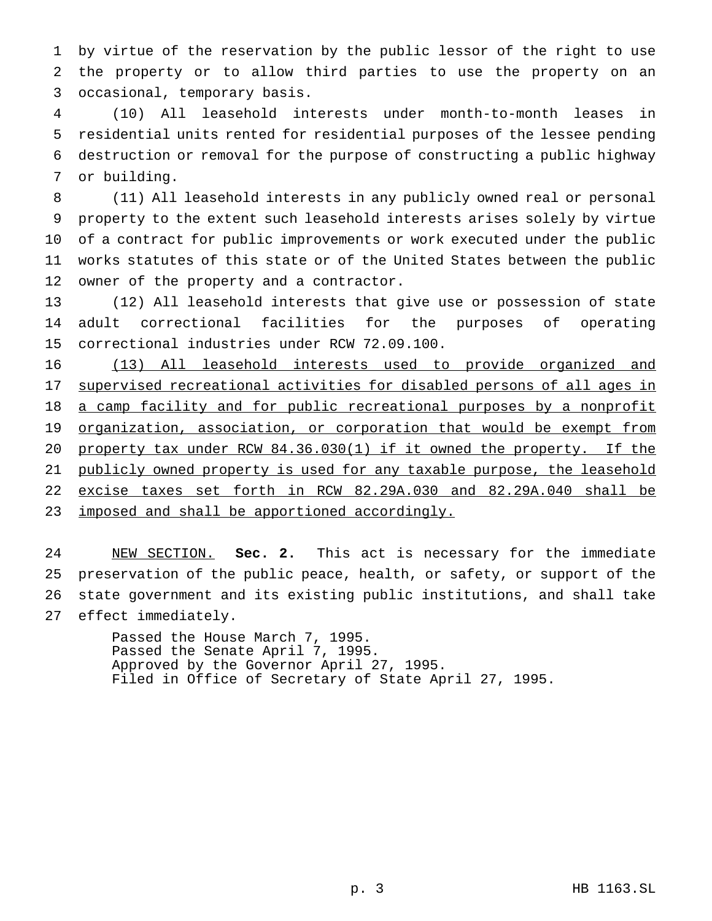by virtue of the reservation by the public lessor of the right to use the property or to allow third parties to use the property on an occasional, temporary basis.

(10) All leasehold interests under month-to-month leases in residential units rented for residential purposes of the lessee pending destruction or removal for the purpose of constructing a public highway or building.

(11) All leasehold interests in any publicly owned real or personal property to the extent such leasehold interests arises solely by virtue of a contract for public improvements or work executed under the public works statutes of this state or of the United States between the public owner of the property and a contractor.

(12) All leasehold interests that give use or possession of state adult correctional facilities for the purposes of operating correctional industries under RCW 72.09.100.

<u>(13) All leasehold interests used to provide organized and supervised recreational activities for disabled persons of all ages in a camp facility and for public recreational purposes by a nonprofit organization, association, or corporation that would be exempt from property tax under RCW 84.36.030(1) if it owned the property. If the publicly owned property is used for any taxable purpose, the leasehold excise taxes set forth in RCW 82.29A.030 and 82.29A.040 shall be imposed and shall be apportioned accordingly.</u>

<u>NEW SECTION.</u> **Sec. 2.** This act is necessary for the immediate preservation of the public peace, health, or safety, or support of the state government and its existing public institutions, and shall take effect immediately.

Passed the House March 7, 1995.
Passed the Senate April 7, 1995.
Approved by the Governor April 27, 1995.
Filed in Office of Secretary of State April 27, 1995.